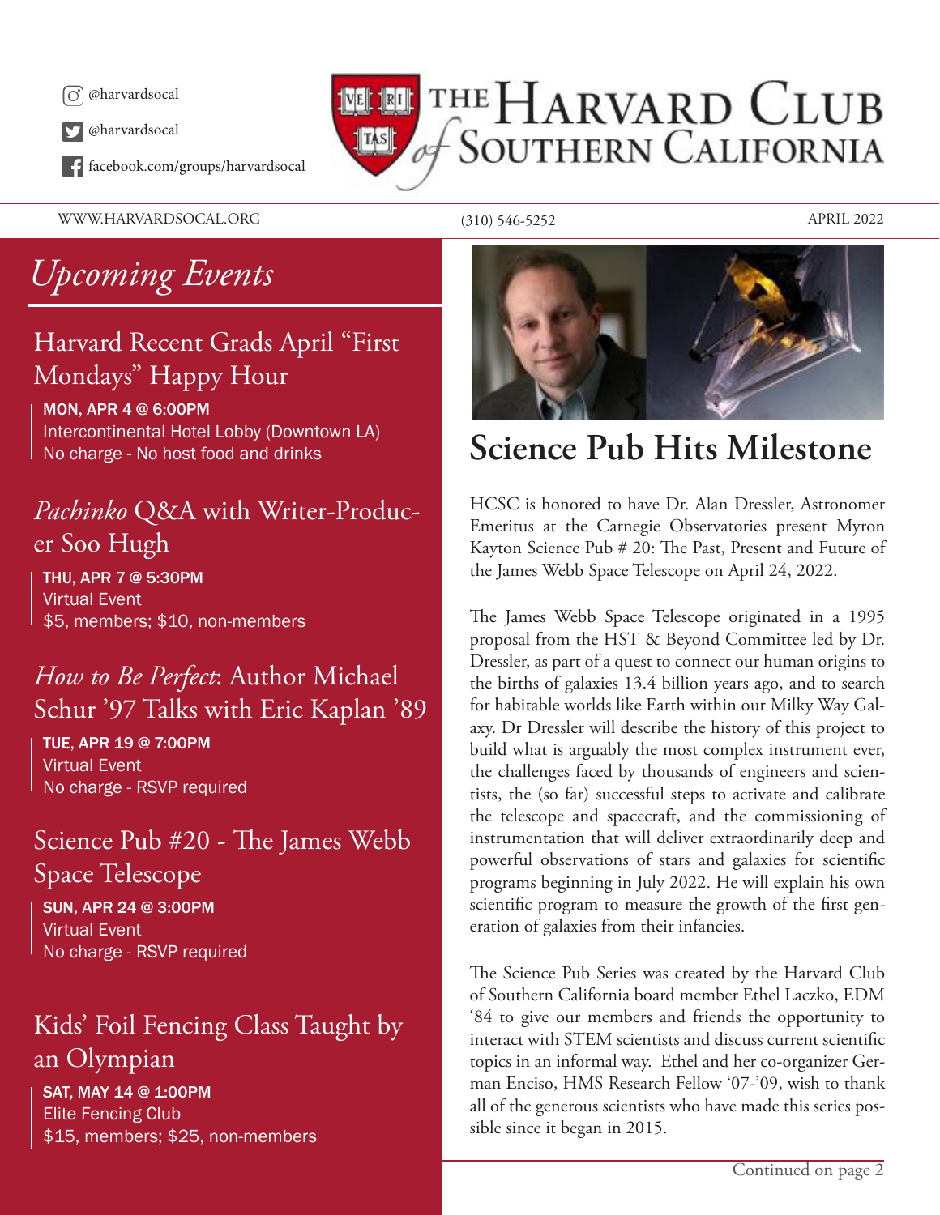@harvardsocal

@harvardsocal

facebook.com/groups/harvardsocal

# The Harvard Club of Southern California

WWW.HARVARDSOCAL.ORG (310) 546-5252 APRIL 2022

## *Upcoming Events*

### Harvard Recent Grads April "First Mondays" Happy Hour

MON, APR 4 @ 6:00PM
Intercontinental Hotel Lobby (Downtown LA)
No charge - No host food and drinks

### *Pachinko* Q&A with Writer-Producer Soo Hugh

THU, APR 7 @ 5:30PM
Virtual Event
$5, members; $10, non-members

### *How to Be Perfect*: Author Michael Schur '97 Talks with Eric Kaplan '89

TUE, APR 19 @ 7:00PM
Virtual Event
No charge - RSVP required

### Science Pub #20 - The James Webb Space Telescope

SUN, APR 24 @ 3:00PM
Virtual Event
No charge - RSVP required

### Kids' Foil Fencing Class Taught by an Olympian

SAT, MAY 14 @ 1:00PM
Elite Fencing Club
$15, members; $25, non-members

## Science Pub Hits Milestone

HCSC is honored to have Dr. Alan Dressler, Astronomer Emeritus at the Carnegie Observatories present Myron Kayton Science Pub # 20: The Past, Present and Future of the James Webb Space Telescope on April 24, 2022.

The James Webb Space Telescope originated in a 1995 proposal from the HST & Beyond Committee led by Dr. Dressler, as part of a quest to connect our human origins to the births of galaxies 13.4 billion years ago, and to search for habitable worlds like Earth within our Milky Way Galaxy. Dr Dressler will describe the history of this project to build what is arguably the most complex instrument ever, the challenges faced by thousands of engineers and scientists, the (so far) successful steps to activate and calibrate the telescope and spacecraft, and the commissioning of instrumentation that will deliver extraordinarily deep and powerful observations of stars and galaxies for scientific programs beginning in July 2022. He will explain his own scientific program to measure the growth of the first generation of galaxies from their infancies.

The Science Pub Series was created by the Harvard Club of Southern California board member Ethel Laczko, EDM '84 to give our members and friends the opportunity to interact with STEM scientists and discuss current scientific topics in an informal way. Ethel and her co-organizer German Enciso, HMS Research Fellow '07-'09, wish to thank all of the generous scientists who have made this series possible since it began in 2015.

Continued on page 2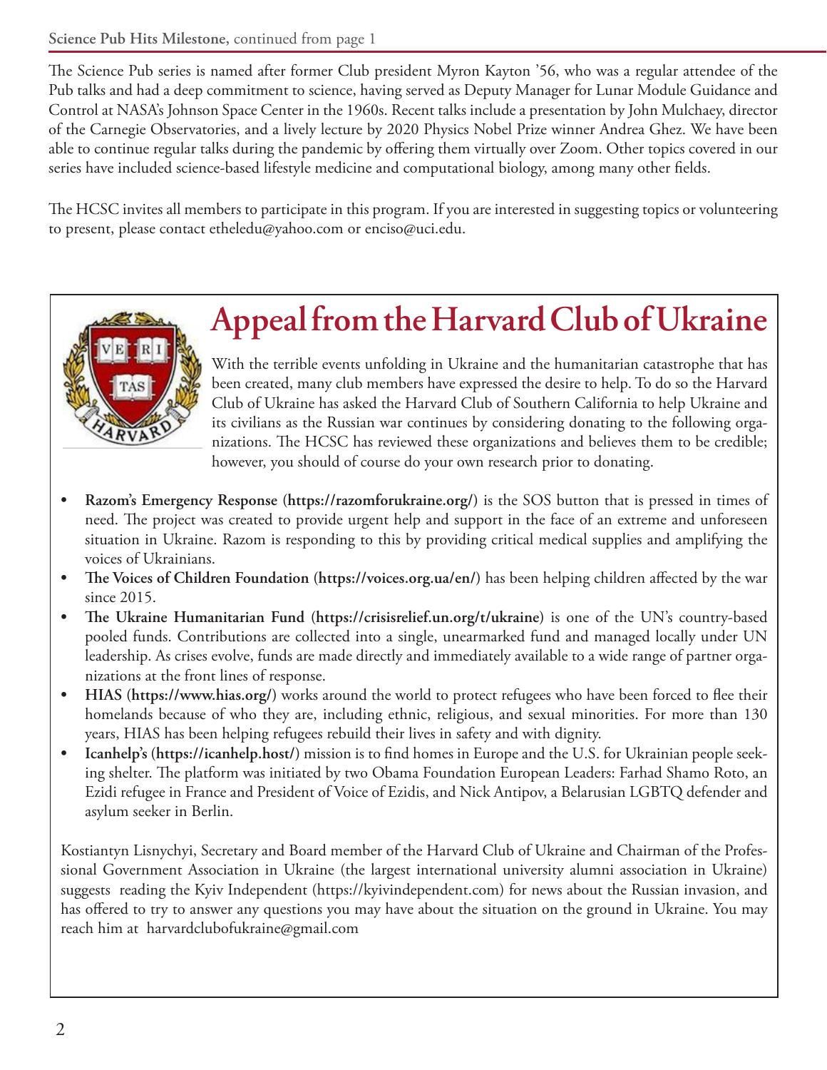**Science Pub Hits Milestone,** continued from page 1

The Science Pub series is named after former Club president Myron Kayton '56, who was a regular attendee of the Pub talks and had a deep commitment to science, having served as Deputy Manager for Lunar Module Guidance and Control at NASA's Johnson Space Center in the 1960s. Recent talks include a presentation by John Mulchaey, director of the Carnegie Observatories, and a lively lecture by 2020 Physics Nobel Prize winner Andrea Ghez. We have been able to continue regular talks during the pandemic by offering them virtually over Zoom. Other topics covered in our series have included science-based lifestyle medicine and computational biology, among many other fields.

The HCSC invites all members to participate in this program. If you are interested in suggesting topics or volunteering to present, please contact etheledu@yahoo.com or enciso@uci.edu.

# Appeal from the Harvard Club of Ukraine

With the terrible events unfolding in Ukraine and the humanitarian catastrophe that has been created, many club members have expressed the desire to help. To do so the Harvard Club of Ukraine has asked the Harvard Club of Southern California to help Ukraine and its civilians as the Russian war continues by considering donating to the following organizations. The HCSC has reviewed these organizations and believes them to be credible; however, you should of course do your own research prior to donating.

- **Razom's Emergency Response (https://razomforukraine.org/)** is the SOS button that is pressed in times of need. The project was created to provide urgent help and support in the face of an extreme and unforeseen situation in Ukraine. Razom is responding to this by providing critical medical supplies and amplifying the voices of Ukrainians.
- **The Voices of Children Foundation (https://voices.org.ua/en/)** has been helping children affected by the war since 2015.
- **The Ukraine Humanitarian Fund (https://crisisrelief.un.org/t/ukraine)** is one of the UN's country-based pooled funds. Contributions are collected into a single, unearmarked fund and managed locally under UN leadership. As crises evolve, funds are made directly and immediately available to a wide range of partner organizations at the front lines of response.
- **HIAS (https://www.hias.org/)** works around the world to protect refugees who have been forced to flee their homelands because of who they are, including ethnic, religious, and sexual minorities. For more than 130 years, HIAS has been helping refugees rebuild their lives in safety and with dignity.
- **Icanhelp's (https://icanhelp.host/)** mission is to find homes in Europe and the U.S. for Ukrainian people seeking shelter. The platform was initiated by two Obama Foundation European Leaders: Farhad Shamo Roto, an Ezidi refugee in France and President of Voice of Ezidis, and Nick Antipov, a Belarusian LGBTQ defender and asylum seeker in Berlin.

Kostiantyn Lisnychyi, Secretary and Board member of the Harvard Club of Ukraine and Chairman of the Professional Government Association in Ukraine (the largest international university alumni association in Ukraine) suggests reading the Kyiv Independent (https://kyivindependent.com) for news about the Russian invasion, and has offered to try to answer any questions you may have about the situation on the ground in Ukraine. You may reach him at harvardclubofukraine@gmail.com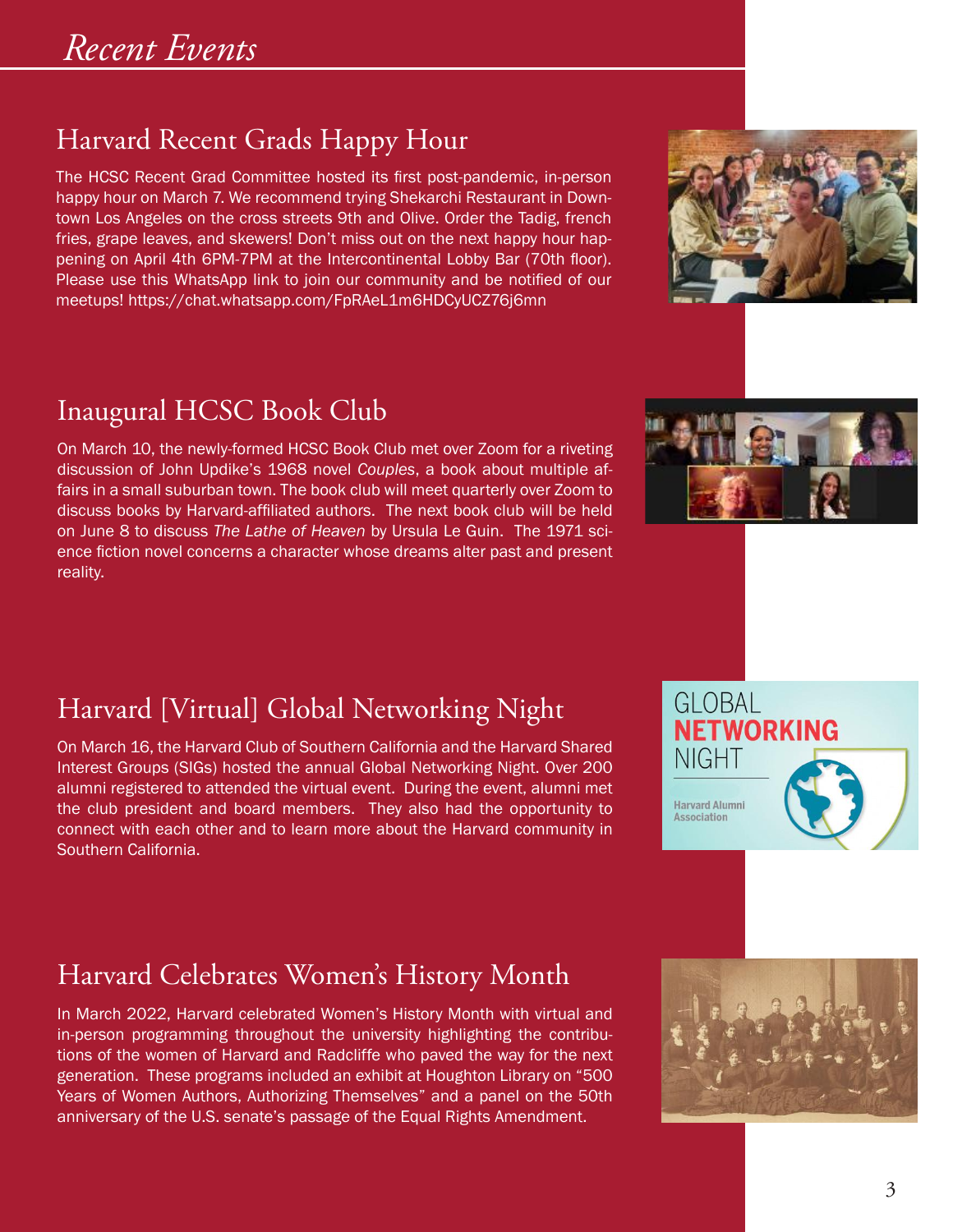# Recent Events

## Harvard Recent Grads Happy Hour

The HCSC Recent Grad Committee hosted its first post-pandemic, in-person happy hour on March 7. We recommend trying Shekarchi Restaurant in Downtown Los Angeles on the cross streets 9th and Olive. Order the Tadig, french fries, grape leaves, and skewers! Don't miss out on the next happy hour happening on April 4th 6PM-7PM at the Intercontinental Lobby Bar (70th floor). Please use this WhatsApp link to join our community and be notified of our meetups! https://chat.whatsapp.com/FpRAeL1m6HDCyUCZ76j6mn

## Inaugural HCSC Book Club

On March 10, the newly-formed HCSC Book Club met over Zoom for a riveting discussion of John Updike's 1968 novel *Couples*, a book about multiple affairs in a small suburban town. The book club will meet quarterly over Zoom to discuss books by Harvard-affiliated authors. The next book club will be held on June 8 to discuss *The Lathe of Heaven* by Ursula Le Guin. The 1971 science fiction novel concerns a character whose dreams alter past and present reality.

## Harvard [Virtual] Global Networking Night

On March 16, the Harvard Club of Southern California and the Harvard Shared Interest Groups (SIGs) hosted the annual Global Networking Night. Over 200 alumni registered to attended the virtual event. During the event, alumni met the club president and board members. They also had the opportunity to connect with each other and to learn more about the Harvard community in Southern California.

## Harvard Celebrates Women's History Month

In March 2022, Harvard celebrated Women's History Month with virtual and in-person programming throughout the university highlighting the contributions of the women of Harvard and Radcliffe who paved the way for the next generation. These programs included an exhibit at Houghton Library on "500 Years of Women Authors, Authorizing Themselves" and a panel on the 50th anniversary of the U.S. senate's passage of the Equal Rights Amendment.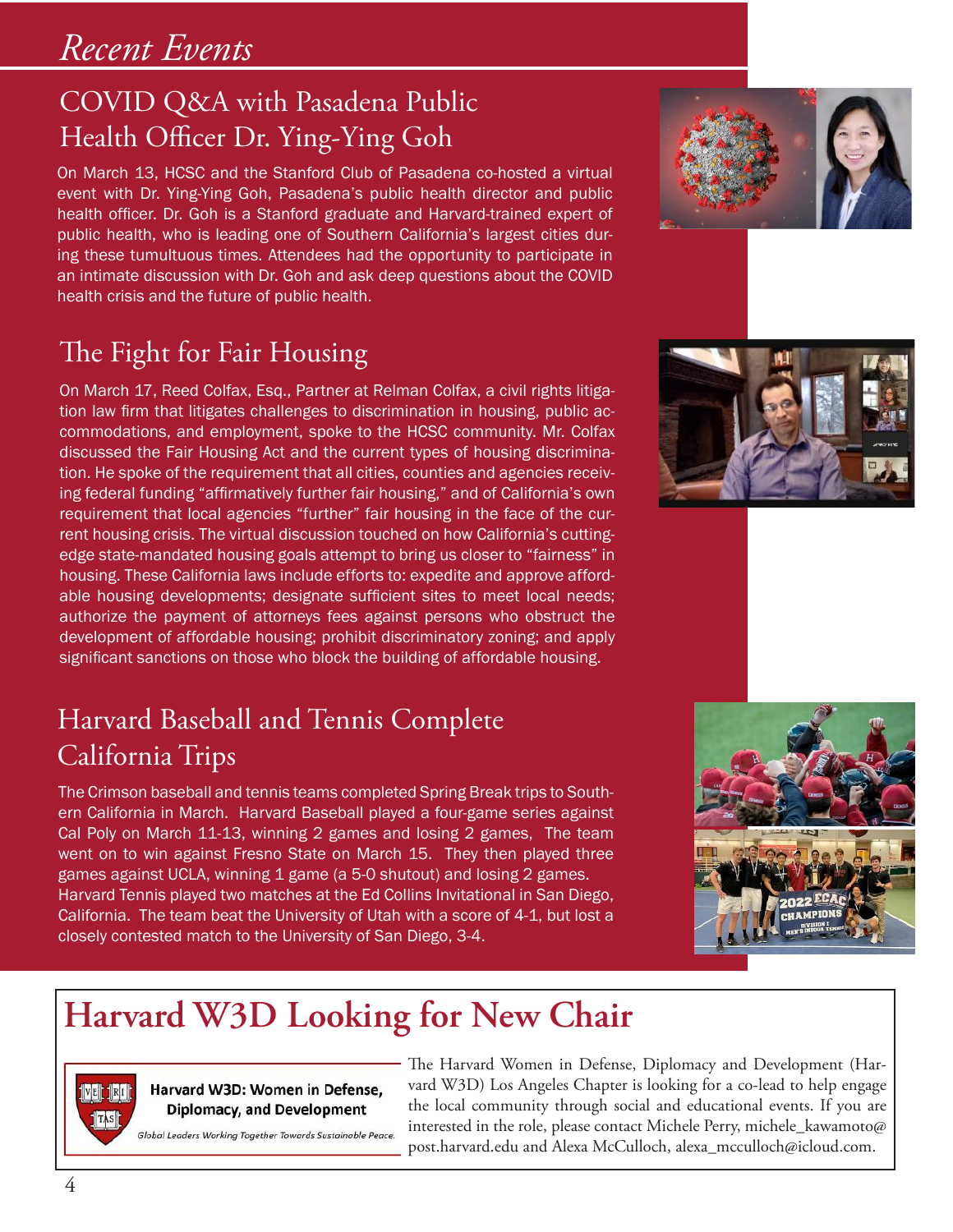# Recent Events

## COVID Q&A with Pasadena Public Health Officer Dr. Ying-Ying Goh

On March 13, HCSC and the Stanford Club of Pasadena co-hosted a virtual event with Dr. Ying-Ying Goh, Pasadena's public health director and public health officer. Dr. Goh is a Stanford graduate and Harvard-trained expert of public health, who is leading one of Southern California's largest cities during these tumultuous times. Attendees had the opportunity to participate in an intimate discussion with Dr. Goh and ask deep questions about the COVID health crisis and the future of public health.

## The Fight for Fair Housing

On March 17, Reed Colfax, Esq., Partner at Relman Colfax, a civil rights litigation law firm that litigates challenges to discrimination in housing, public accommodations, and employment, spoke to the HCSC community. Mr. Colfax discussed the Fair Housing Act and the current types of housing discrimination. He spoke of the requirement that all cities, counties and agencies receiving federal funding "affirmatively further fair housing," and of California's own requirement that local agencies "further" fair housing in the face of the current housing crisis. The virtual discussion touched on how California's cutting-edge state-mandated housing goals attempt to bring us closer to "fairness" in housing. These California laws include efforts to: expedite and approve affordable housing developments; designate sufficient sites to meet local needs; authorize the payment of attorneys fees against persons who obstruct the development of affordable housing; prohibit discriminatory zoning; and apply significant sanctions on those who block the building of affordable housing.

## Harvard Baseball and Tennis Complete California Trips

The Crimson baseball and tennis teams completed Spring Break trips to Southern California in March. Harvard Baseball played a four-game series against Cal Poly on March 11-13, winning 2 games and losing 2 games, The team went on to win against Fresno State on March 15. They then played three games against UCLA, winning 1 game (a 5-0 shutout) and losing 2 games. Harvard Tennis played two matches at the Ed Collins Invitational in San Diego, California. The team beat the University of Utah with a score of 4-1, but lost a closely contested match to the University of San Diego, 3-4.

# Harvard W3D Looking for New Chair

**Harvard W3D: Women in Defense, Diplomacy, and Development**

*Global Leaders Working Together Towards Sustainable Peace.*

The Harvard Women in Defense, Diplomacy and Development (Harvard W3D) Los Angeles Chapter is looking for a co-lead to help engage the local community through social and educational events. If you are interested in the role, please contact Michele Perry, michele_kawamoto@post.harvard.edu and Alexa McCulloch, alexa_mcculloch@icloud.com.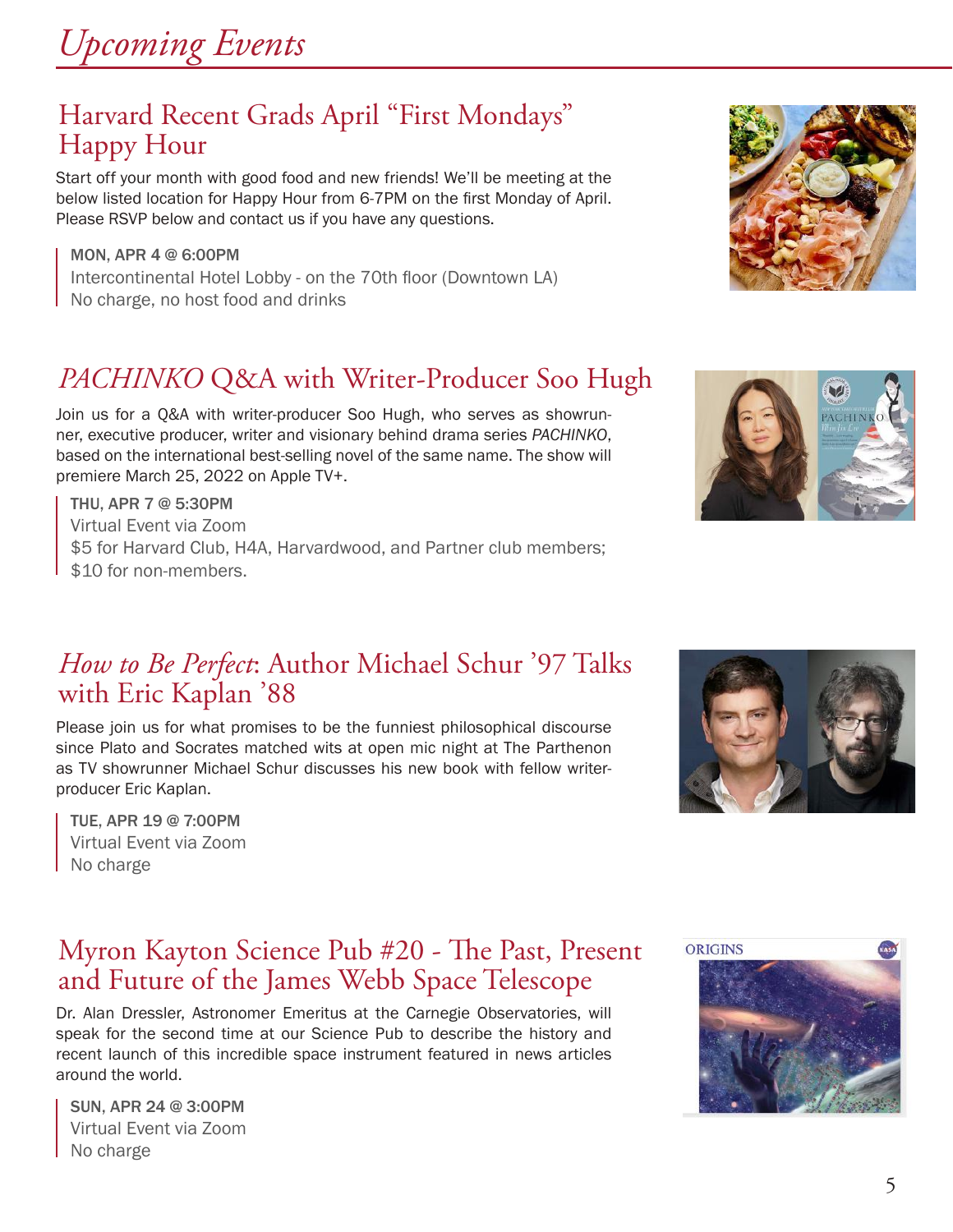# *Upcoming Events*

## Harvard Recent Grads April "First Mondays" Happy Hour

Start off your month with good food and new friends! We'll be meeting at the below listed location for Happy Hour from 6-7PM on the first Monday of April. Please RSVP below and contact us if you have any questions.

MON, APR 4 @ 6:00PM
Intercontinental Hotel Lobby - on the 70th floor (Downtown LA)
No charge, no host food and drinks

## *PACHINKO* Q&A with Writer-Producer Soo Hugh

Join us for a Q&A with writer-producer Soo Hugh, who serves as showrunner, executive producer, writer and visionary behind drama series *PACHINKO*, based on the international best-selling novel of the same name. The show will premiere March 25, 2022 on Apple TV+.

THU, APR 7 @ 5:30PM
Virtual Event via Zoom
$5 for Harvard Club, H4A, Harvardwood, and Partner club members;
$10 for non-members.

## *How to Be Perfect*: Author Michael Schur '97 Talks with Eric Kaplan '88

Please join us for what promises to be the funniest philosophical discourse since Plato and Socrates matched wits at open mic night at The Parthenon as TV showrunner Michael Schur discusses his new book with fellow writer-producer Eric Kaplan.

TUE, APR 19 @ 7:00PM
Virtual Event via Zoom
No charge

## Myron Kayton Science Pub #20 - The Past, Present and Future of the James Webb Space Telescope

Dr. Alan Dressler, Astronomer Emeritus at the Carnegie Observatories, will speak for the second time at our Science Pub to describe the history and recent launch of this incredible space instrument featured in news articles around the world.

SUN, APR 24 @ 3:00PM
Virtual Event via Zoom
No charge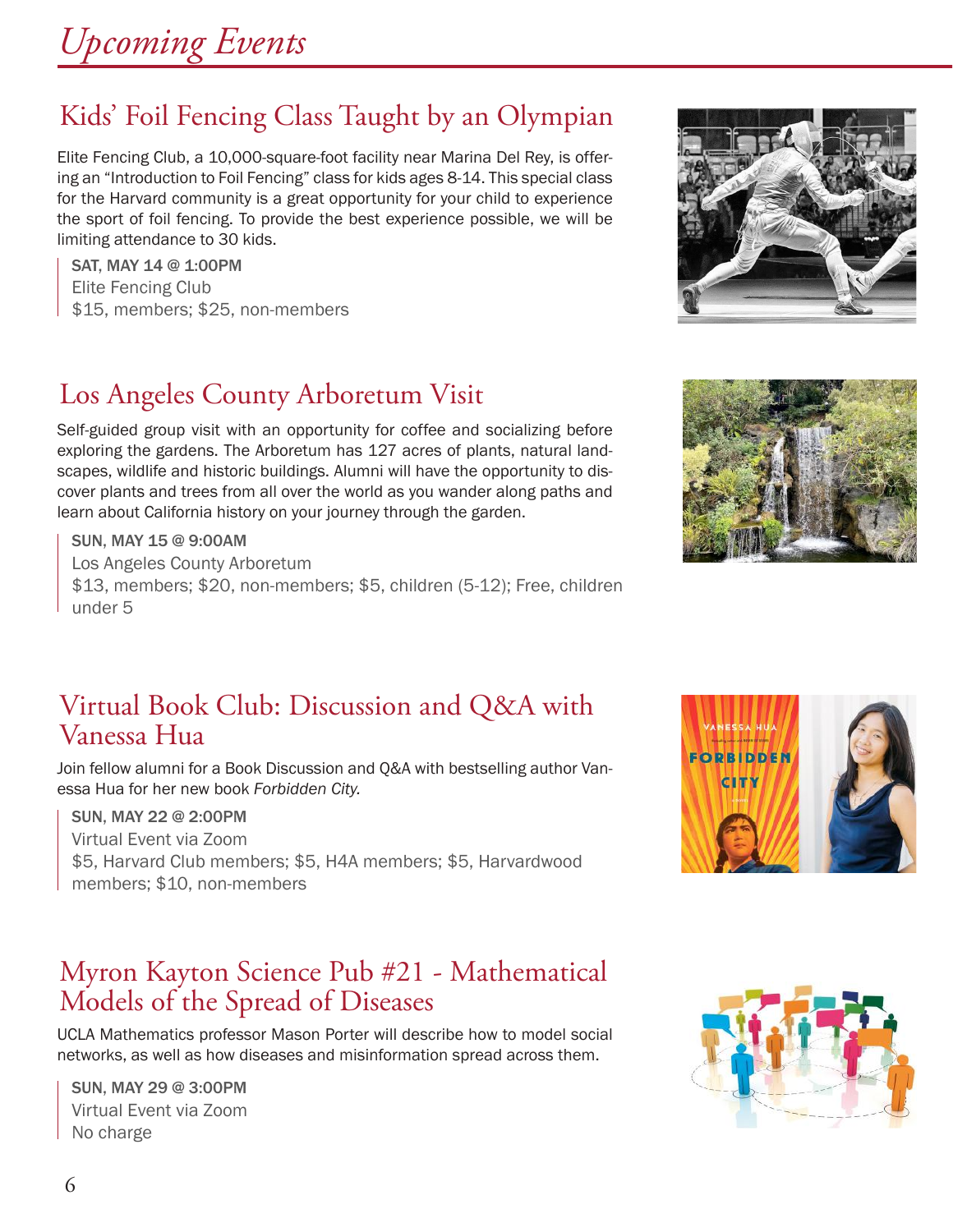# Upcoming Events

## Kids' Foil Fencing Class Taught by an Olympian

Elite Fencing Club, a 10,000-square-foot facility near Marina Del Rey, is offering an "Introduction to Foil Fencing" class for kids ages 8-14. This special class for the Harvard community is a great opportunity for your child to experience the sport of foil fencing. To provide the best experience possible, we will be limiting attendance to 30 kids.

SAT, MAY 14 @ 1:00PM
Elite Fencing Club
$15, members; $25, non-members

## Los Angeles County Arboretum Visit

Self-guided group visit with an opportunity for coffee and socializing before exploring the gardens. The Arboretum has 127 acres of plants, natural landscapes, wildlife and historic buildings. Alumni will have the opportunity to discover plants and trees from all over the world as you wander along paths and learn about California history on your journey through the garden.

SUN, MAY 15 @ 9:00AM
Los Angeles County Arboretum
$13, members; $20, non-members; $5, children (5-12); Free, children under 5

## Virtual Book Club: Discussion and Q&A with Vanessa Hua

Join fellow alumni for a Book Discussion and Q&A with bestselling author Vanessa Hua for her new book *Forbidden City.*

SUN, MAY 22 @ 2:00PM
Virtual Event via Zoom
$5, Harvard Club members; $5, H4A members; $5, Harvardwood members; $10, non-members

## Myron Kayton Science Pub #21 - Mathematical Models of the Spread of Diseases

UCLA Mathematics professor Mason Porter will describe how to model social networks, as well as how diseases and misinformation spread across them.

SUN, MAY 29 @ 3:00PM
Virtual Event via Zoom
No charge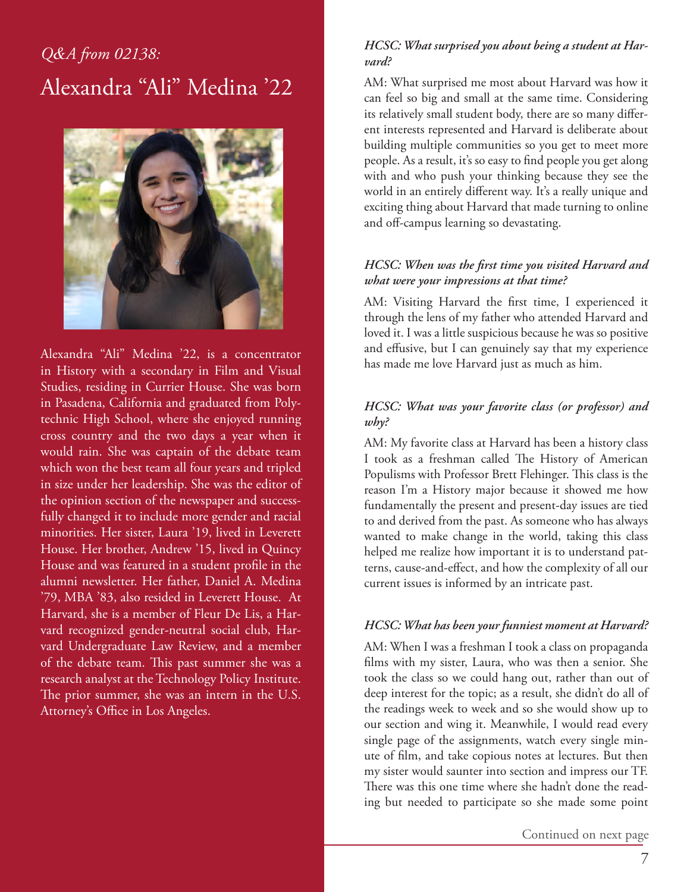*Q&A from 02138:*

# Alexandra "Ali" Medina '22

Alexandra "Ali" Medina '22, is a concentrator in History with a secondary in Film and Visual Studies, residing in Currier House. She was born in Pasadena, California and graduated from Polytechnic High School, where she enjoyed running cross country and the two days a year when it would rain. She was captain of the debate team which won the best team all four years and tripled in size under her leadership. She was the editor of the opinion section of the newspaper and successfully changed it to include more gender and racial minorities. Her sister, Laura '19, lived in Leverett House. Her brother, Andrew '15, lived in Quincy House and was featured in a student profile in the alumni newsletter. Her father, Daniel A. Medina '79, MBA '83, also resided in Leverett House. At Harvard, she is a member of Fleur De Lis, a Harvard recognized gender-neutral social club, Harvard Undergraduate Law Review, and a member of the debate team. This past summer she was a research analyst at the Technology Policy Institute. The prior summer, she was an intern in the U.S. Attorney's Office in Los Angeles.

***HCSC: What surprised you about being a student at Harvard?***

AM: What surprised me most about Harvard was how it can feel so big and small at the same time. Considering its relatively small student body, there are so many different interests represented and Harvard is deliberate about building multiple communities so you get to meet more people. As a result, it's so easy to find people you get along with and who push your thinking because they see the world in an entirely different way. It's a really unique and exciting thing about Harvard that made turning to online and off-campus learning so devastating.

***HCSC: When was the first time you visited Harvard and what were your impressions at that time?***

AM: Visiting Harvard the first time, I experienced it through the lens of my father who attended Harvard and loved it. I was a little suspicious because he was so positive and effusive, but I can genuinely say that my experience has made me love Harvard just as much as him.

***HCSC: What was your favorite class (or professor) and why?***

AM: My favorite class at Harvard has been a history class I took as a freshman called The History of American Populisms with Professor Brett Flehinger. This class is the reason I'm a History major because it showed me how fundamentally the present and present-day issues are tied to and derived from the past. As someone who has always wanted to make change in the world, taking this class helped me realize how important it is to understand patterns, cause-and-effect, and how the complexity of all our current issues is informed by an intricate past.

***HCSC: What has been your funniest moment at Harvard?***

AM: When I was a freshman I took a class on propaganda films with my sister, Laura, who was then a senior. She took the class so we could hang out, rather than out of deep interest for the topic; as a result, she didn't do all of the readings week to week and so she would show up to our section and wing it. Meanwhile, I would read every single page of the assignments, watch every single minute of film, and take copious notes at lectures. But then my sister would saunter into section and impress our TF. There was this one time where she hadn't done the reading but needed to participate so she made some point

Continued on next page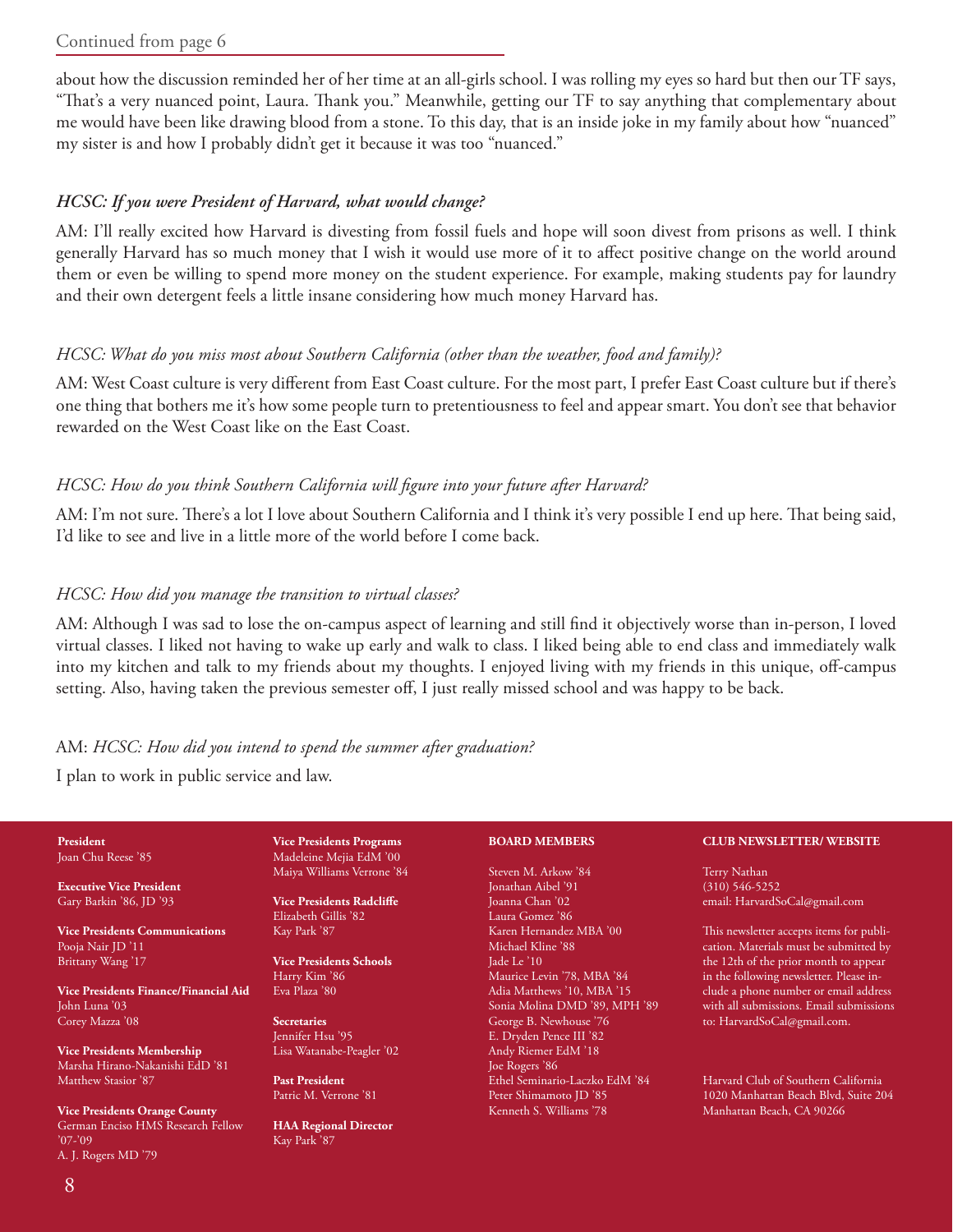Continued from page 6

about how the discussion reminded her of her time at an all-girls school. I was rolling my eyes so hard but then our TF says, "That's a very nuanced point, Laura. Thank you." Meanwhile, getting our TF to say anything that complementary about me would have been like drawing blood from a stone. To this day, that is an inside joke in my family about how "nuanced" my sister is and how I probably didn't get it because it was too "nuanced."

***HCSC: If you were President of Harvard, what would change?***

AM: I'll really excited how Harvard is divesting from fossil fuels and hope will soon divest from prisons as well. I think generally Harvard has so much money that I wish it would use more of it to affect positive change on the world around them or even be willing to spend more money on the student experience. For example, making students pay for laundry and their own detergent feels a little insane considering how much money Harvard has.

*HCSC: What do you miss most about Southern California (other than the weather, food and family)?*

AM: West Coast culture is very different from East Coast culture. For the most part, I prefer East Coast culture but if there's one thing that bothers me it's how some people turn to pretentiousness to feel and appear smart. You don't see that behavior rewarded on the West Coast like on the East Coast.

*HCSC: How do you think Southern California will figure into your future after Harvard?*

AM: I'm not sure. There's a lot I love about Southern California and I think it's very possible I end up here. That being said, I'd like to see and live in a little more of the world before I come back.

*HCSC: How did you manage the transition to virtual classes?*

AM: Although I was sad to lose the on-campus aspect of learning and still find it objectively worse than in-person, I loved virtual classes. I liked not having to wake up early and walk to class. I liked being able to end class and immediately walk into my kitchen and talk to my friends about my thoughts. I enjoyed living with my friends in this unique, off-campus setting. Also, having taken the previous semester off, I just really missed school and was happy to be back.

AM: *HCSC: How did you intend to spend the summer after graduation?*

I plan to work in public service and law.

**President**
Joan Chu Reese '85

**Executive Vice President**
Gary Barkin '86, JD '93

**Vice Presidents Communications**
Pooja Nair JD '11
Brittany Wang '17

**Vice Presidents Finance/Financial Aid**
John Luna '03
Corey Mazza '08

**Vice Presidents Membership**
Marsha Hirano-Nakanishi EdD '81
Matthew Stasior '87

**Vice Presidents Orange County**
German Enciso HMS Research Fellow '07-'09
A. J. Rogers MD '79

**Vice Presidents Programs**
Madeleine Mejia EdM '00
Maiya Williams Verrone '84

**Vice Presidents Radcliffe**
Elizabeth Gillis '82
Kay Park '87

**Vice Presidents Schools**
Harry Kim '86
Eva Plaza '80

**Secretaries**
Jennifer Hsu '95
Lisa Watanabe-Peagler '02

**Past President**
Patric M. Verrone '81

**HAA Regional Director**
Kay Park '87

**BOARD MEMBERS**

Steven M. Arkow '84
Jonathan Aibel '91
Joanna Chan '02
Laura Gomez '86
Karen Hernandez MBA '00
Michael Kline '88
Jade Le '10
Maurice Levin '78, MBA '84
Adia Matthews '10, MBA '15
Sonia Molina DMD '89, MPH '89
George B. Newhouse '76
E. Dryden Pence III '82
Andy Riemer EdM '18
Joe Rogers '86
Ethel Seminario-Laczko EdM '84
Peter Shimamoto JD '85
Kenneth S. Williams '78

**CLUB NEWSLETTER/ WEBSITE**

Terry Nathan
(310) 546-5252
email: HarvardSoCal@gmail.com

This newsletter accepts items for publication. Materials must be submitted by the 12th of the prior month to appear in the following newsletter. Please include a phone number or email address with all submissions. Email submissions to: HarvardSoCal@gmail.com.

Harvard Club of Southern California
1020 Manhattan Beach Blvd, Suite 204
Manhattan Beach, CA 90266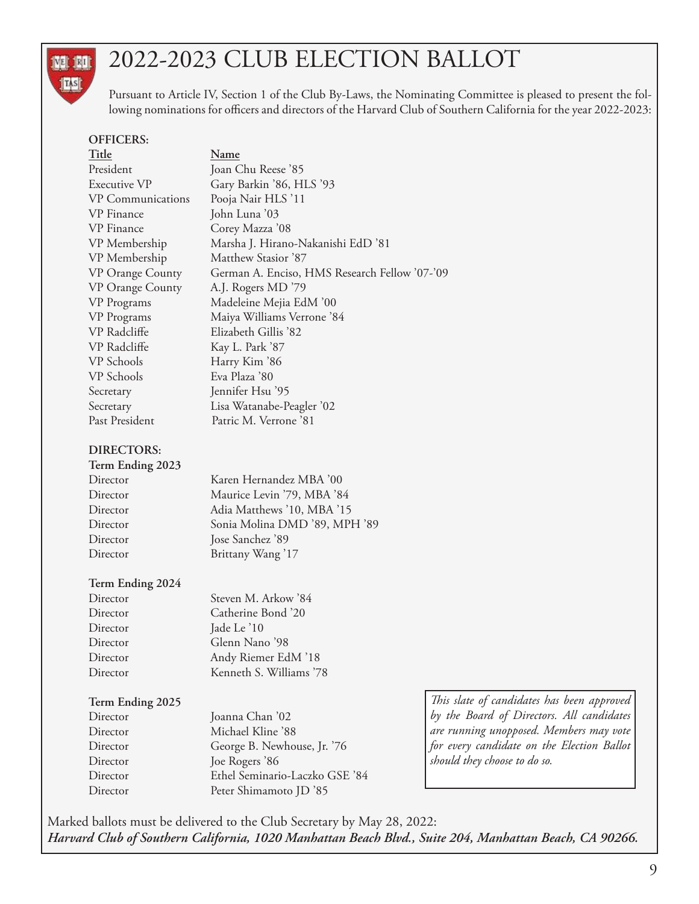# 2022-2023 CLUB ELECTION BALLOT

Pursuant to Article IV, Section 1 of the Club By-Laws, the Nominating Committee is pleased to present the following nominations for officers and directors of the Harvard Club of Southern California for the year 2022-2023:

**OFFICERS:**

| Title | Name |
|---|---|
| President | Joan Chu Reese '85 |
| Executive VP | Gary Barkin '86, HLS '93 |
| VP Communications | Pooja Nair HLS '11 |
| VP Finance | John Luna '03 |
| VP Finance | Corey Mazza '08 |
| VP Membership | Marsha J. Hirano-Nakanishi EdD '81 |
| VP Membership | Matthew Stasior '87 |
| VP Orange County | German A. Enciso, HMS Research Fellow '07-'09 |
| VP Orange County | A.J. Rogers MD '79 |
| VP Programs | Madeleine Mejia EdM '00 |
| VP Programs | Maiya Williams Verrone '84 |
| VP Radcliffe | Elizabeth Gillis '82 |
| VP Radcliffe | Kay L. Park '87 |
| VP Schools | Harry Kim '86 |
| VP Schools | Eva Plaza '80 |
| Secretary | Jennifer Hsu '95 |
| Secretary | Lisa Watanabe-Peagler '02 |
| Past President | Patric M. Verrone '81 |

**DIRECTORS:**

**Term Ending 2023**

| | |
|---|---|
| Director | Karen Hernandez MBA '00 |
| Director | Maurice Levin '79, MBA '84 |
| Director | Adia Matthews '10, MBA '15 |
| Director | Sonia Molina DMD '89, MPH '89 |
| Director | Jose Sanchez '89 |
| Director | Brittany Wang '17 |

**Term Ending 2024**

| | |
|---|---|
| Director | Steven M. Arkow '84 |
| Director | Catherine Bond '20 |
| Director | Jade Le '10 |
| Director | Glenn Nano '98 |
| Director | Andy Riemer EdM '18 |
| Director | Kenneth S. Williams '78 |

**Term Ending 2025**

| | |
|---|---|
| Director | Joanna Chan '02 |
| Director | Michael Kline '88 |
| Director | George B. Newhouse, Jr. '76 |
| Director | Joe Rogers '86 |
| Director | Ethel Seminario-Laczko GSE '84 |
| Director | Peter Shimamoto JD '85 |

*This slate of candidates has been approved by the Board of Directors. All candidates are running unopposed. Members may vote for every candidate on the Election Ballot should they choose to do so.*

Marked ballots must be delivered to the Club Secretary by May 28, 2022:
***Harvard Club of Southern California, 1020 Manhattan Beach Blvd., Suite 204, Manhattan Beach, CA 90266.***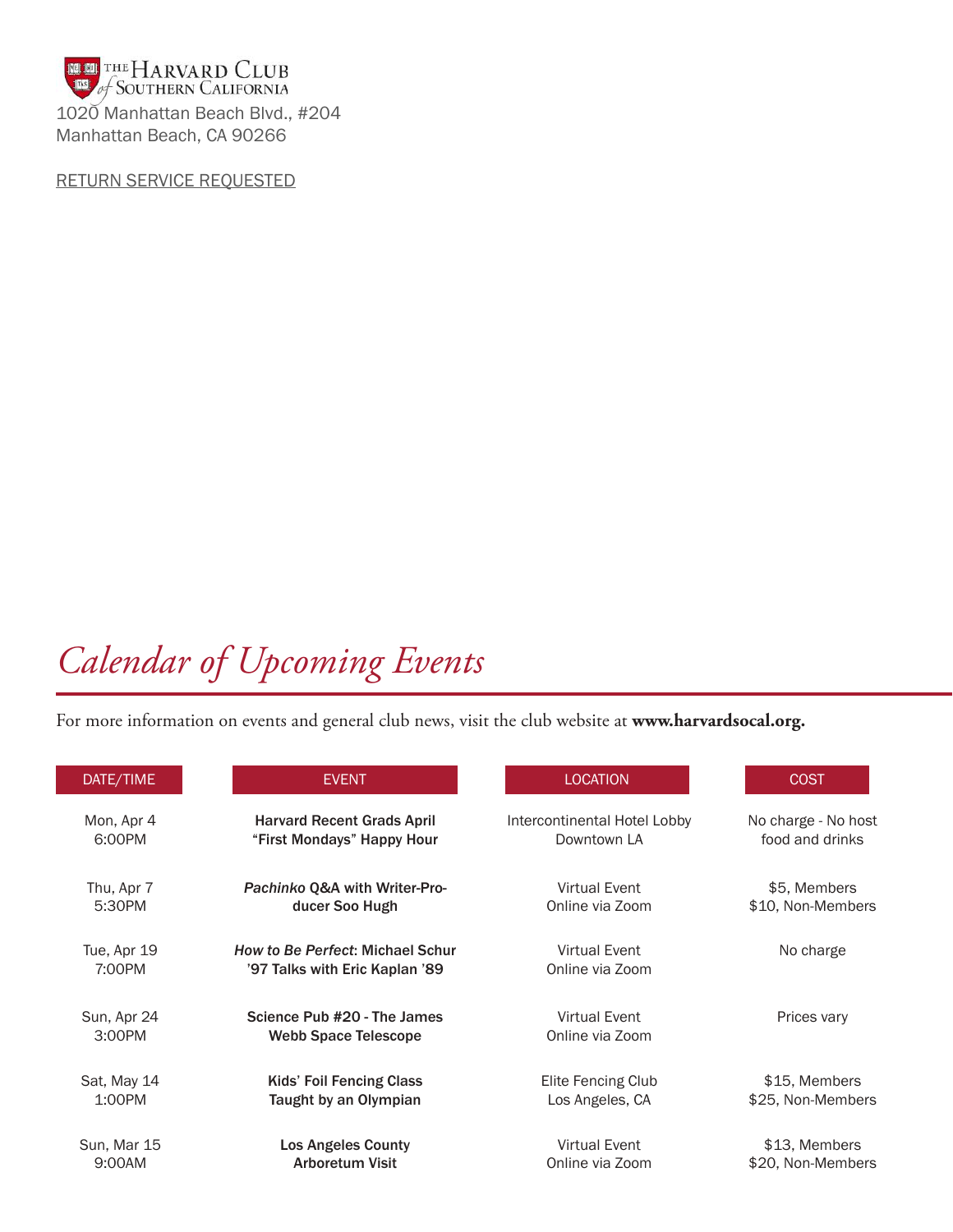THE HARVARD CLUB of SOUTHERN CALIFORNIA
1020 Manhattan Beach Blvd., #204
Manhattan Beach, CA 90266

RETURN SERVICE REQUESTED

# *Calendar of Upcoming Events*

For more information on events and general club news, visit the club website at **www.harvardsocal.org.**

| DATE/TIME | EVENT | LOCATION | COST |
| --- | --- | --- | --- |
| Mon, Apr 4 6:00PM | **Harvard Recent Grads April "First Mondays" Happy Hour** | Intercontinental Hotel Lobby Downtown LA | No charge - No host food and drinks |
| Thu, Apr 7 5:30PM | ***Pachinko* Q&A with Writer-Producer Soo Hugh** | Virtual Event Online via Zoom | $5, Members $10, Non-Members |
| Tue, Apr 19 7:00PM | ***How to Be Perfect*: Michael Schur '97 Talks with Eric Kaplan '89** | Virtual Event Online via Zoom | No charge |
| Sun, Apr 24 3:00PM | **Science Pub #20 - The James Webb Space Telescope** | Virtual Event Online via Zoom | Prices vary |
| Sat, May 14 1:00PM | **Kids' Foil Fencing Class Taught by an Olympian** | Elite Fencing Club Los Angeles, CA | $15, Members $25, Non-Members |
| Sun, Mar 15 9:00AM | **Los Angeles County Arboretum Visit** | Virtual Event Online via Zoom | $13, Members $20, Non-Members |